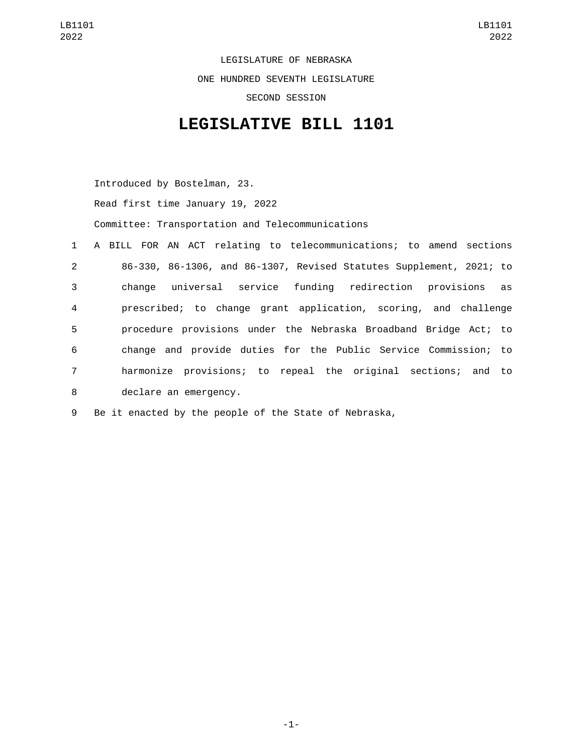LEGISLATURE OF NEBRASKA

ONE HUNDRED SEVENTH LEGISLATURE

SECOND SESSION

# LEGISLATIVE BILL 1101

Introduced by Bostelman, 23.

Read first time January 19, 2022

Committee: Transportation and Telecommunications

A BILL FOR AN ACT relating to telecommunications; to amend sections 86-330, 86-1306, and 86-1307, Revised Statutes Supplement, 2021; to change universal service funding redirection provisions as prescribed; to change grant application, scoring, and challenge procedure provisions under the Nebraska Broadband Bridge Act; to change and provide duties for the Public Service Commission; to harmonize provisions; to repeal the original sections; and to declare an emergency.

Be it enacted by the people of the State of Nebraska,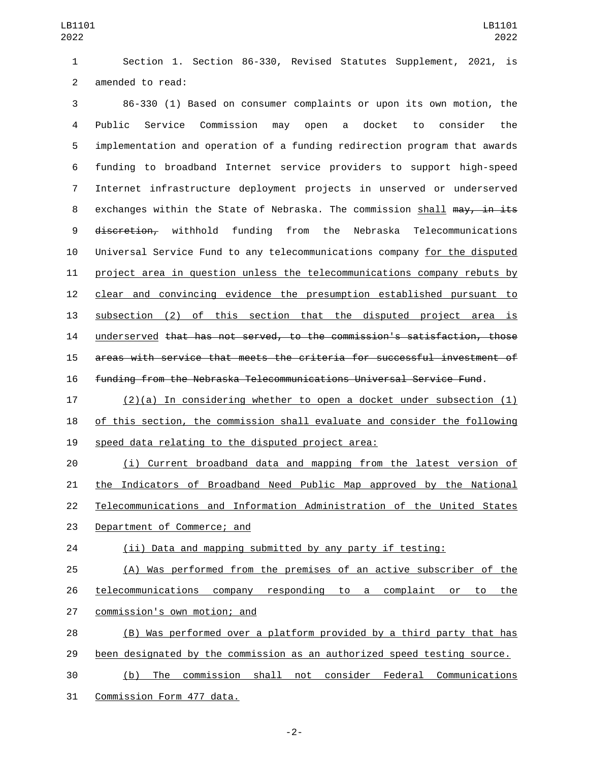Section 1. Section 86-330, Revised Statutes Supplement, 2021, is amended to read:

86-330 (1) Based on consumer complaints or upon its own motion, the Public Service Commission may open a docket to consider the implementation and operation of a funding redirection program that awards funding to broadband Internet service providers to support high-speed Internet infrastructure deployment projects in unserved or underserved exchanges within the State of Nebraska. The commission shall ~~may, in its discretion,~~ withhold funding from the Nebraska Telecommunications Universal Service Fund to any telecommunications company for the disputed project area in question unless the telecommunications company rebuts by clear and convincing evidence the presumption established pursuant to subsection (2) of this section that the disputed project area is underserved ~~that has not served, to the commission's satisfaction, those areas with service that meets the criteria for successful investment of funding from the Nebraska Telecommunications Universal Service Fund~~.

(2)(a) In considering whether to open a docket under subsection (1) of this section, the commission shall evaluate and consider the following speed data relating to the disputed project area:

(i) Current broadband data and mapping from the latest version of the Indicators of Broadband Need Public Map approved by the National Telecommunications and Information Administration of the United States Department of Commerce; and

(ii) Data and mapping submitted by any party if testing:

(A) Was performed from the premises of an active subscriber of the telecommunications company responding to a complaint or to the commission's own motion; and

(B) Was performed over a platform provided by a third party that has been designated by the commission as an authorized speed testing source.

(b) The commission shall not consider Federal Communications Commission Form 477 data.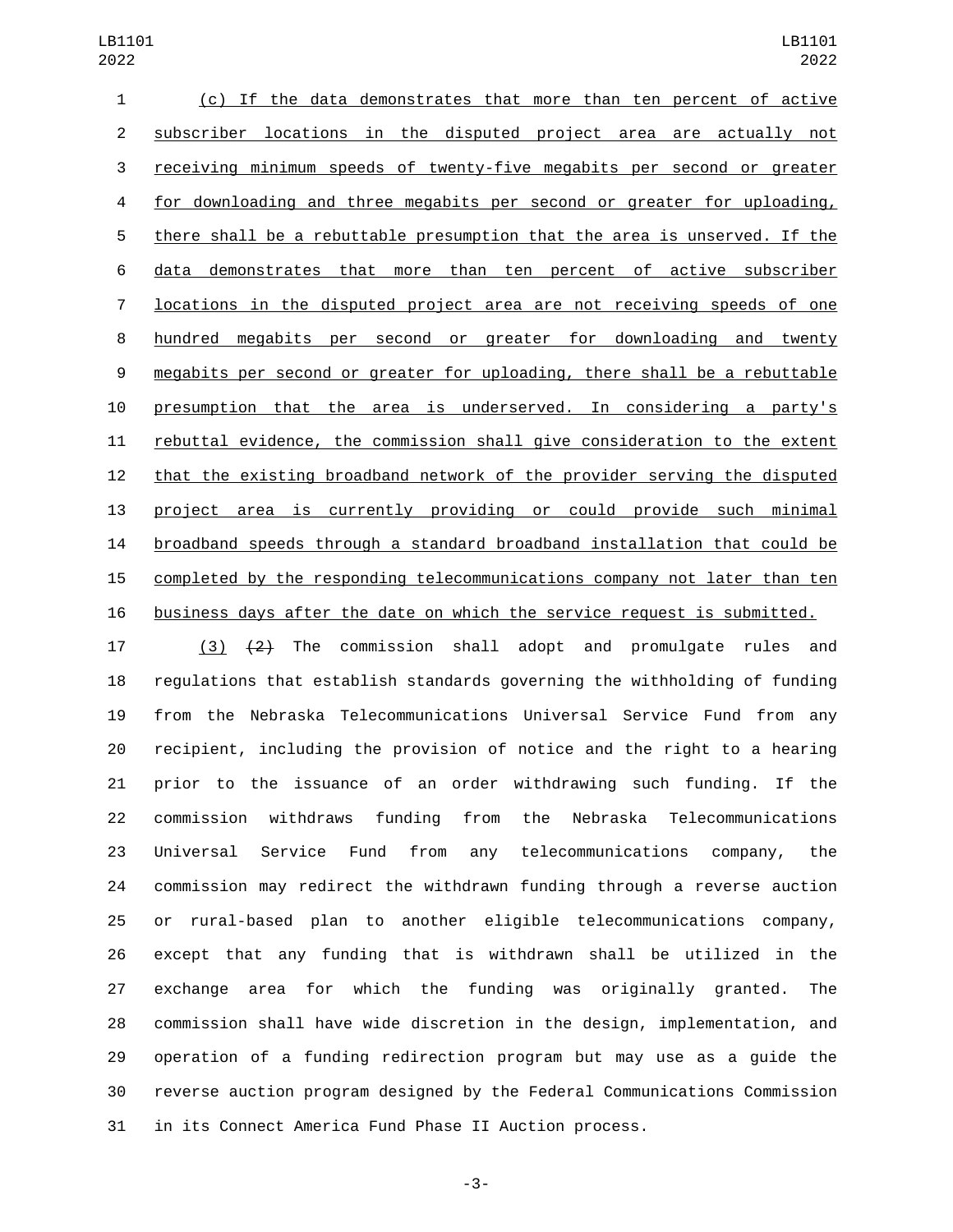(c) If the data demonstrates that more than ten percent of active subscriber locations in the disputed project area are actually not receiving minimum speeds of twenty-five megabits per second or greater for downloading and three megabits per second or greater for uploading, there shall be a rebuttable presumption that the area is unserved. If the data demonstrates that more than ten percent of active subscriber locations in the disputed project area are not receiving speeds of one hundred megabits per second or greater for downloading and twenty megabits per second or greater for uploading, there shall be a rebuttable presumption that the area is underserved. In considering a party's rebuttal evidence, the commission shall give consideration to the extent that the existing broadband network of the provider serving the disputed project area is currently providing or could provide such minimal broadband speeds through a standard broadband installation that could be completed by the responding telecommunications company not later than ten business days after the date on which the service request is submitted.

(3) ~~(2)~~ The commission shall adopt and promulgate rules and regulations that establish standards governing the withholding of funding from the Nebraska Telecommunications Universal Service Fund from any recipient, including the provision of notice and the right to a hearing prior to the issuance of an order withdrawing such funding. If the commission withdraws funding from the Nebraska Telecommunications Universal Service Fund from any telecommunications company, the commission may redirect the withdrawn funding through a reverse auction or rural-based plan to another eligible telecommunications company, except that any funding that is withdrawn shall be utilized in the exchange area for which the funding was originally granted. The commission shall have wide discretion in the design, implementation, and operation of a funding redirection program but may use as a guide the reverse auction program designed by the Federal Communications Commission in its Connect America Fund Phase II Auction process.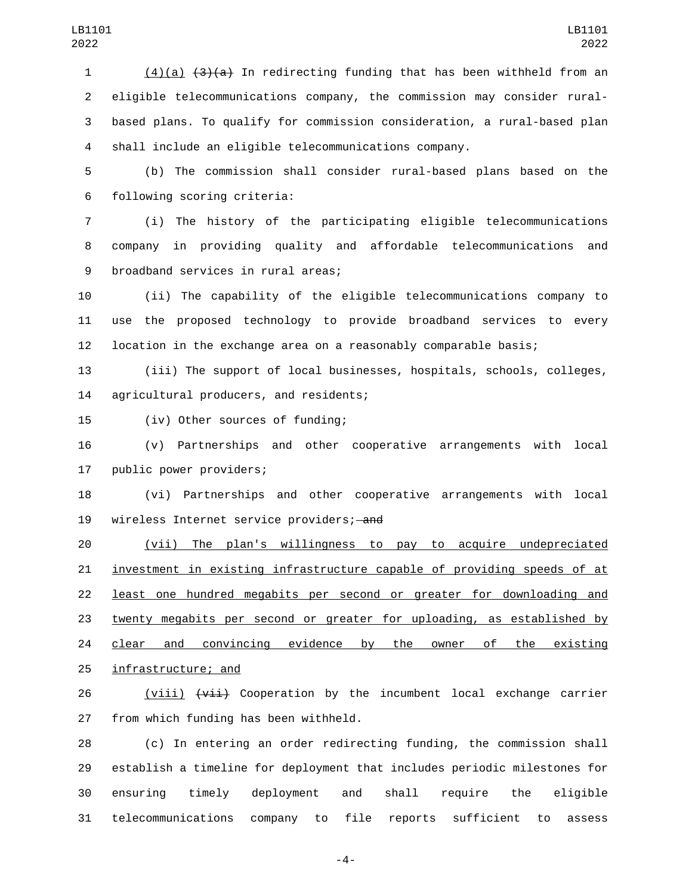(4)(a) ~~(3)(a)~~ In redirecting funding that has been withheld from an eligible telecommunications company, the commission may consider rural-based plans. To qualify for commission consideration, a rural-based plan shall include an eligible telecommunications company.

(b) The commission shall consider rural-based plans based on the following scoring criteria:

(i) The history of the participating eligible telecommunications company in providing quality and affordable telecommunications and broadband services in rural areas;

(ii) The capability of the eligible telecommunications company to use the proposed technology to provide broadband services to every location in the exchange area on a reasonably comparable basis;

(iii) The support of local businesses, hospitals, schools, colleges, agricultural producers, and residents;

(iv) Other sources of funding;

(v) Partnerships and other cooperative arrangements with local public power providers;

(vi) Partnerships and other cooperative arrangements with local wireless Internet service providers;~~ and~~

<u>(vii) The plan's willingness to pay to acquire undepreciated investment in existing infrastructure capable of providing speeds of at least one hundred megabits per second or greater for downloading and twenty megabits per second or greater for uploading, as established by clear and convincing evidence by the owner of the existing infrastructure; and</u>

<u>(viii)</u> ~~(vii)~~ Cooperation by the incumbent local exchange carrier from which funding has been withheld.

(c) In entering an order redirecting funding, the commission shall establish a timeline for deployment that includes periodic milestones for ensuring timely deployment and shall require the eligible telecommunications company to file reports sufficient to assess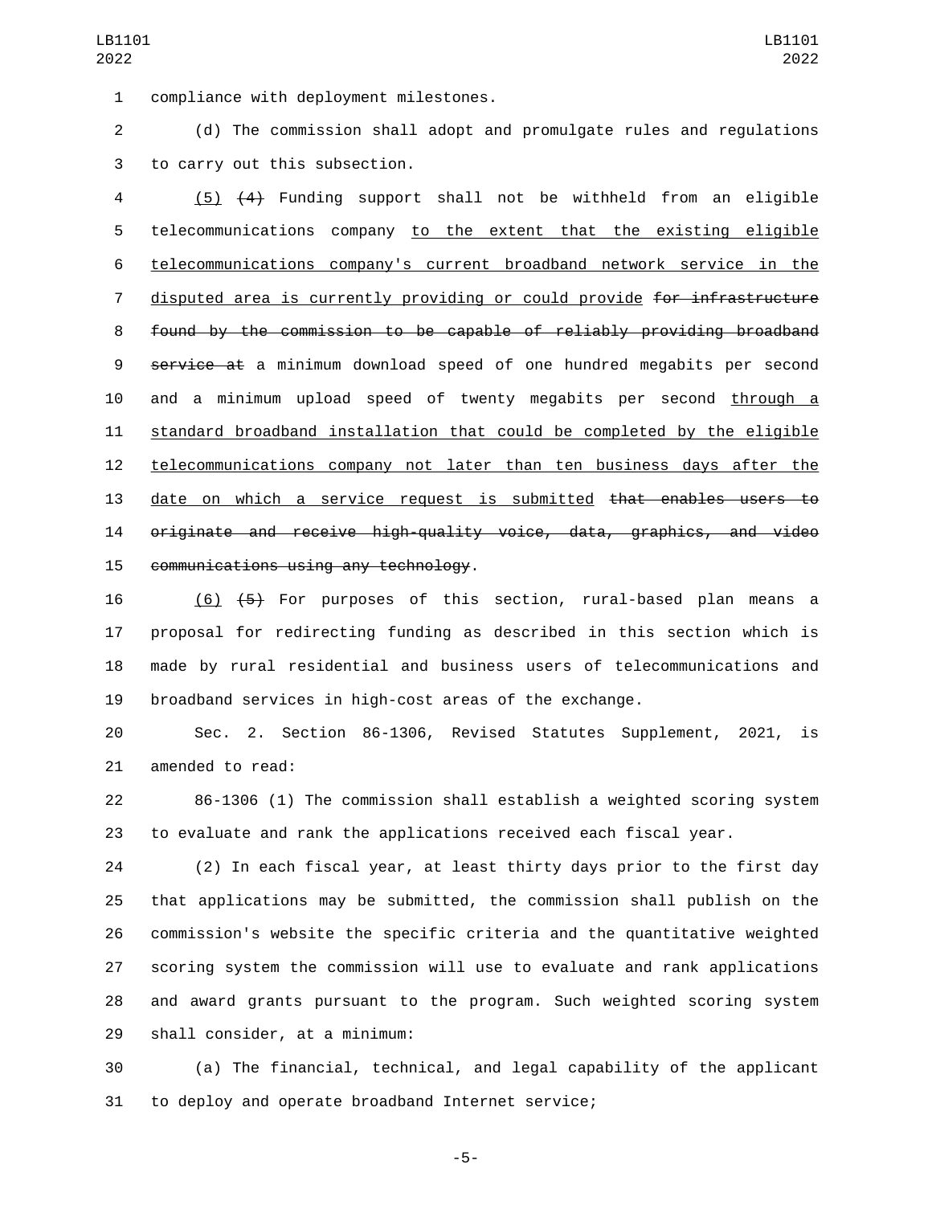compliance with deployment milestones.

(d) The commission shall adopt and promulgate rules and regulations to carry out this subsection.

(5) ~~(4)~~ Funding support shall not be withheld from an eligible telecommunications company to the extent that the existing eligible telecommunications company's current broadband network service in the disputed area is currently providing or could provide ~~for infrastructure found by the commission to be capable of reliably providing broadband service at~~ a minimum download speed of one hundred megabits per second and a minimum upload speed of twenty megabits per second through a standard broadband installation that could be completed by the eligible telecommunications company not later than ten business days after the date on which a service request is submitted ~~that enables users to originate and receive high-quality voice, data, graphics, and video communications using any technology~~.

(6) ~~(5)~~ For purposes of this section, rural-based plan means a proposal for redirecting funding as described in this section which is made by rural residential and business users of telecommunications and broadband services in high-cost areas of the exchange.

Sec. 2. Section 86-1306, Revised Statutes Supplement, 2021, is amended to read:

86-1306 (1) The commission shall establish a weighted scoring system to evaluate and rank the applications received each fiscal year.

(2) In each fiscal year, at least thirty days prior to the first day that applications may be submitted, the commission shall publish on the commission's website the specific criteria and the quantitative weighted scoring system the commission will use to evaluate and rank applications and award grants pursuant to the program. Such weighted scoring system shall consider, at a minimum:

(a) The financial, technical, and legal capability of the applicant to deploy and operate broadband Internet service;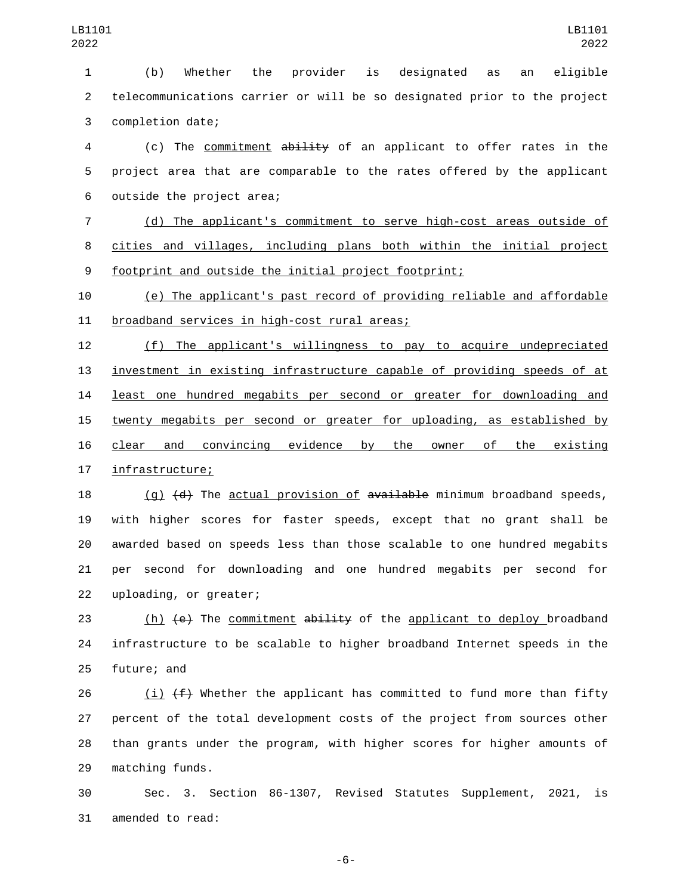(b) Whether the provider is designated as an eligible telecommunications carrier or will be so designated prior to the project completion date;

(c) The commitment ~~ability~~ of an applicant to offer rates in the project area that are comparable to the rates offered by the applicant outside the project area;

(d) The applicant's commitment to serve high-cost areas outside of cities and villages, including plans both within the initial project footprint and outside the initial project footprint;

(e) The applicant's past record of providing reliable and affordable broadband services in high-cost rural areas;

(f) The applicant's willingness to pay to acquire undepreciated investment in existing infrastructure capable of providing speeds of at least one hundred megabits per second or greater for downloading and twenty megabits per second or greater for uploading, as established by clear and convincing evidence by the owner of the existing infrastructure;

(g) ~~(d)~~ The actual provision of ~~available~~ minimum broadband speeds, with higher scores for faster speeds, except that no grant shall be awarded based on speeds less than those scalable to one hundred megabits per second for downloading and one hundred megabits per second for uploading, or greater;

(h) ~~(e)~~ The commitment ~~ability~~ of the applicant to deploy broadband infrastructure to be scalable to higher broadband Internet speeds in the future; and

(i) ~~(f)~~ Whether the applicant has committed to fund more than fifty percent of the total development costs of the project from sources other than grants under the program, with higher scores for higher amounts of matching funds.

Sec. 3. Section 86-1307, Revised Statutes Supplement, 2021, is amended to read: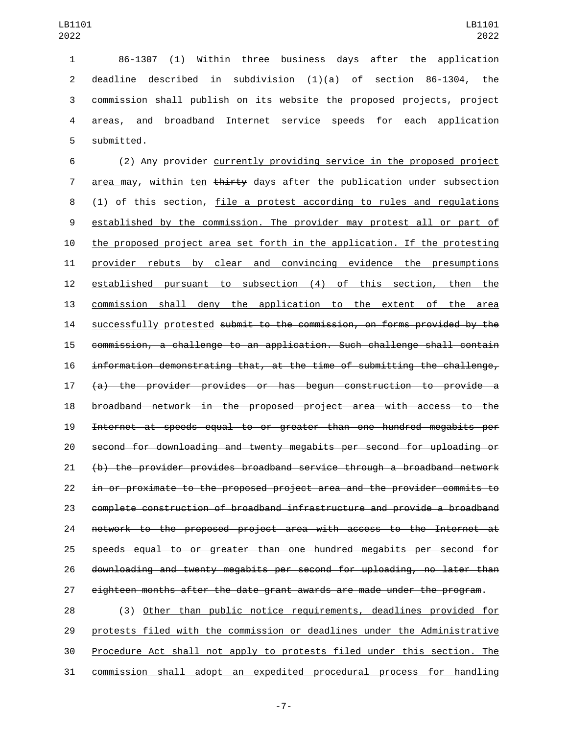86-1307 (1) Within three business days after the application deadline described in subdivision (1)(a) of section 86-1304, the commission shall publish on its website the proposed projects, project areas, and broadband Internet service speeds for each application submitted.

(2) Any provider <u>currently providing service in the proposed project area </u>may, within <u>ten</u> ~~thirty~~ days after the publication under subsection (1) of this section, <u>file a protest according to rules and regulations established by the commission. The provider may protest all or part of the proposed project area set forth in the application. If the protesting provider rebuts by clear and convincing evidence the presumptions established pursuant to subsection (4) of this section, then the commission shall deny the application to the extent of the area successfully protested</u> ~~submit to the commission, on forms provided by the commission, a challenge to an application. Such challenge shall contain information demonstrating that, at the time of submitting the challenge, (a) the provider provides or has begun construction to provide a broadband network in the proposed project area with access to the Internet at speeds equal to or greater than one hundred megabits per second for downloading and twenty megabits per second for uploading or (b) the provider provides broadband service through a broadband network in or proximate to the proposed project area and the provider commits to complete construction of broadband infrastructure and provide a broadband network to the proposed project area with access to the Internet at speeds equal to or greater than one hundred megabits per second for downloading and twenty megabits per second for uploading, no later than eighteen months after the date grant awards are made under the program~~.

(3) <u>Other than public notice requirements, deadlines provided for protests filed with the commission or deadlines under the Administrative Procedure Act shall not apply to protests filed under this section. The commission shall adopt an expedited procedural process for handling</u>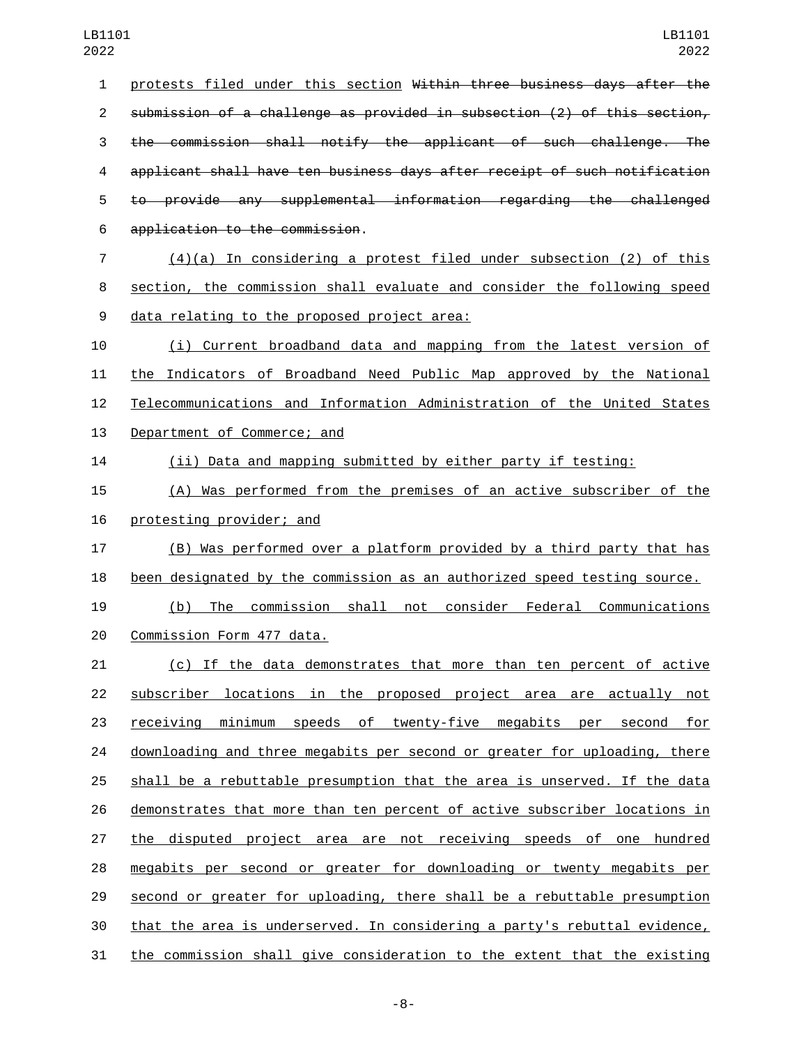protests filed under this section ~~Within three business days after the submission of a challenge as provided in subsection (2) of this section, the commission shall notify the applicant of such challenge. The applicant shall have ten business days after receipt of such notification to provide any supplemental information regarding the challenged application to the commission~~.

(4)(a) In considering a protest filed under subsection (2) of this section, the commission shall evaluate and consider the following speed data relating to the proposed project area:

(i) Current broadband data and mapping from the latest version of the Indicators of Broadband Need Public Map approved by the National Telecommunications and Information Administration of the United States Department of Commerce; and

(ii) Data and mapping submitted by either party if testing:

(A) Was performed from the premises of an active subscriber of the protesting provider; and

(B) Was performed over a platform provided by a third party that has been designated by the commission as an authorized speed testing source.

(b) The commission shall not consider Federal Communications Commission Form 477 data.

(c) If the data demonstrates that more than ten percent of active subscriber locations in the proposed project area are actually not receiving minimum speeds of twenty-five megabits per second for downloading and three megabits per second or greater for uploading, there shall be a rebuttable presumption that the area is unserved. If the data demonstrates that more than ten percent of active subscriber locations in the disputed project area are not receiving speeds of one hundred megabits per second or greater for downloading or twenty megabits per second or greater for uploading, there shall be a rebuttable presumption that the area is underserved. In considering a party's rebuttal evidence, the commission shall give consideration to the extent that the existing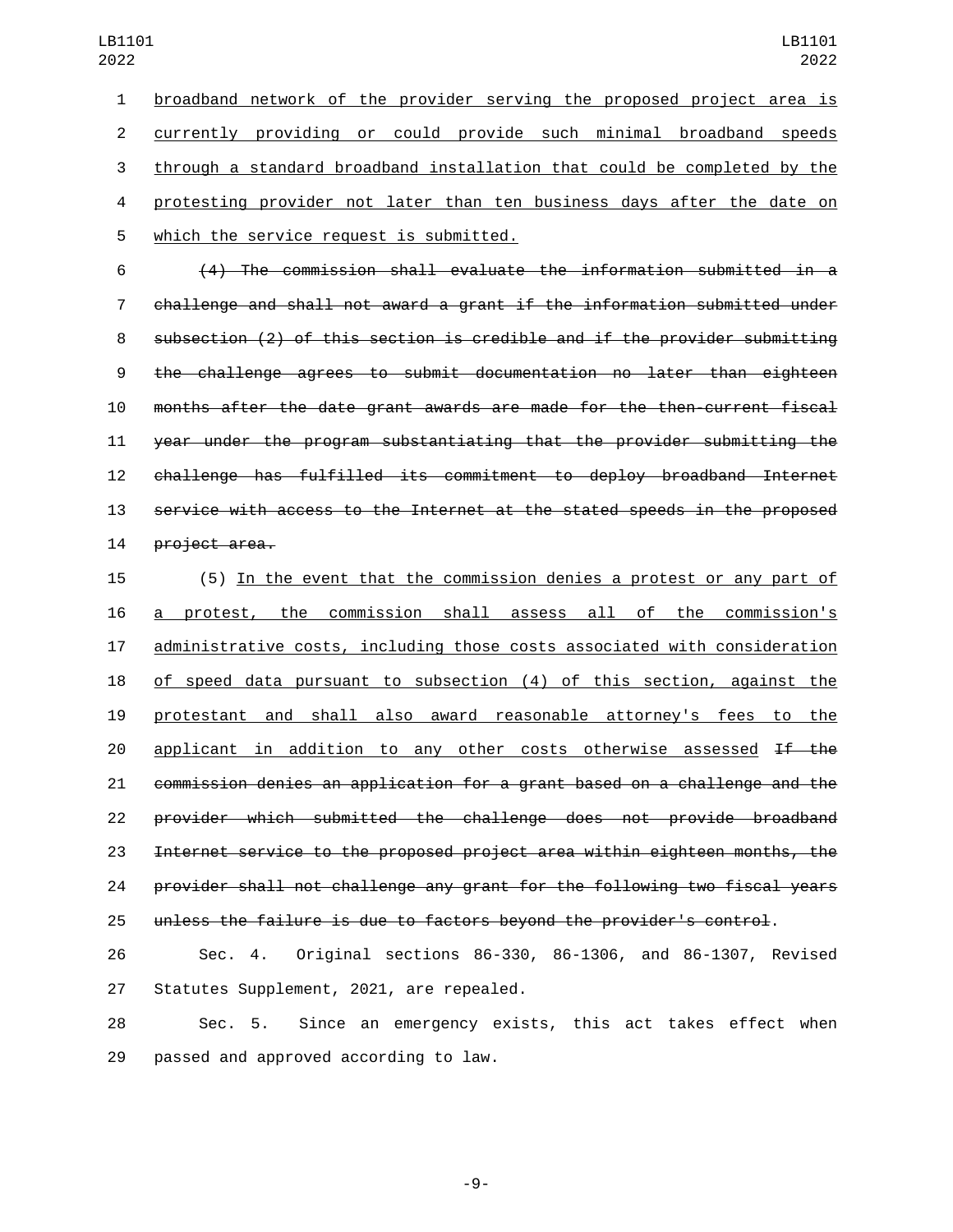broadband network of the provider serving the proposed project area is currently providing or could provide such minimal broadband speeds through a standard broadband installation that could be completed by the protesting provider not later than ten business days after the date on which the service request is submitted.

~~(4) The commission shall evaluate the information submitted in a challenge and shall not award a grant if the information submitted under subsection (2) of this section is credible and if the provider submitting the challenge agrees to submit documentation no later than eighteen months after the date grant awards are made for the then-current fiscal year under the program substantiating that the provider submitting the challenge has fulfilled its commitment to deploy broadband Internet service with access to the Internet at the stated speeds in the proposed project area.~~

(5) In the event that the commission denies a protest or any part of a protest, the commission shall assess all of the commission's administrative costs, including those costs associated with consideration of speed data pursuant to subsection (4) of this section, against the protestant and shall also award reasonable attorney's fees to the applicant in addition to any other costs otherwise assessed ~~If the commission denies an application for a grant based on a challenge and the provider which submitted the challenge does not provide broadband Internet service to the proposed project area within eighteen months, the provider shall not challenge any grant for the following two fiscal years unless the failure is due to factors beyond the provider's control~~.

Sec. 4. Original sections 86-330, 86-1306, and 86-1307, Revised Statutes Supplement, 2021, are repealed.

Sec. 5. Since an emergency exists, this act takes effect when passed and approved according to law.